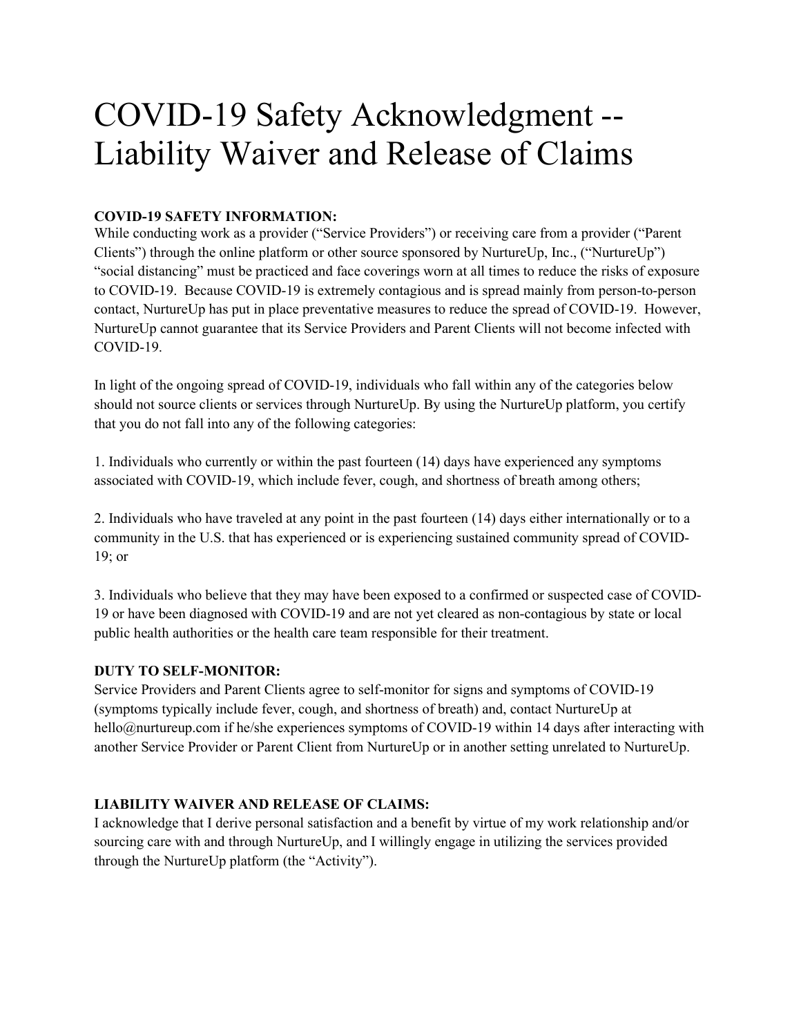# COVID-19 Safety Acknowledgment -- Liability Waiver and Release of Claims

**COVID-19 SAFETY INFORMATION:**
While conducting work as a provider ("Service Providers") or receiving care from a provider ("Parent Clients") through the online platform or other source sponsored by NurtureUp, Inc., ("NurtureUp") "social distancing" must be practiced and face coverings worn at all times to reduce the risks of exposure to COVID-19. Because COVID-19 is extremely contagious and is spread mainly from person-to-person contact, NurtureUp has put in place preventative measures to reduce the spread of COVID-19. However, NurtureUp cannot guarantee that its Service Providers and Parent Clients will not become infected with COVID-19.

In light of the ongoing spread of COVID-19, individuals who fall within any of the categories below should not source clients or services through NurtureUp. By using the NurtureUp platform, you certify that you do not fall into any of the following categories:

1. Individuals who currently or within the past fourteen (14) days have experienced any symptoms associated with COVID-19, which include fever, cough, and shortness of breath among others;

2. Individuals who have traveled at any point in the past fourteen (14) days either internationally or to a community in the U.S. that has experienced or is experiencing sustained community spread of COVID-19; or

3. Individuals who believe that they may have been exposed to a confirmed or suspected case of COVID-19 or have been diagnosed with COVID-19 and are not yet cleared as non-contagious by state or local public health authorities or the health care team responsible for their treatment.

**DUTY TO SELF-MONITOR:**
Service Providers and Parent Clients agree to self-monitor for signs and symptoms of COVID-19 (symptoms typically include fever, cough, and shortness of breath) and, contact NurtureUp at hello@nurtureup.com if he/she experiences symptoms of COVID-19 within 14 days after interacting with another Service Provider or Parent Client from NurtureUp or in another setting unrelated to NurtureUp.

**LIABILITY WAIVER AND RELEASE OF CLAIMS:**
I acknowledge that I derive personal satisfaction and a benefit by virtue of my work relationship and/or sourcing care with and through NurtureUp, and I willingly engage in utilizing the services provided through the NurtureUp platform (the "Activity").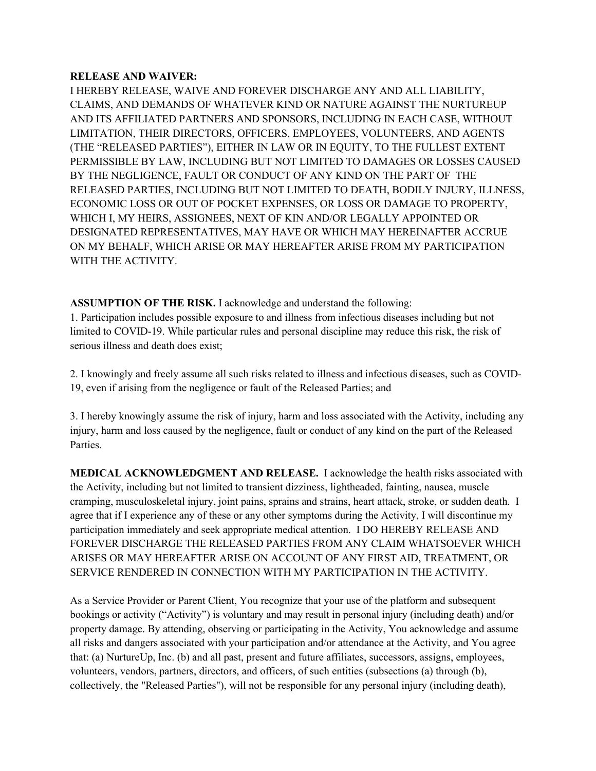**RELEASE AND WAIVER:**
I HEREBY RELEASE, WAIVE AND FOREVER DISCHARGE ANY AND ALL LIABILITY, CLAIMS, AND DEMANDS OF WHATEVER KIND OR NATURE AGAINST THE NURTUREUP AND ITS AFFILIATED PARTNERS AND SPONSORS, INCLUDING IN EACH CASE, WITHOUT LIMITATION, THEIR DIRECTORS, OFFICERS, EMPLOYEES, VOLUNTEERS, AND AGENTS (THE "RELEASED PARTIES"), EITHER IN LAW OR IN EQUITY, TO THE FULLEST EXTENT PERMISSIBLE BY LAW, INCLUDING BUT NOT LIMITED TO DAMAGES OR LOSSES CAUSED BY THE NEGLIGENCE, FAULT OR CONDUCT OF ANY KIND ON THE PART OF THE RELEASED PARTIES, INCLUDING BUT NOT LIMITED TO DEATH, BODILY INJURY, ILLNESS, ECONOMIC LOSS OR OUT OF POCKET EXPENSES, OR LOSS OR DAMAGE TO PROPERTY, WHICH I, MY HEIRS, ASSIGNEES, NEXT OF KIN AND/OR LEGALLY APPOINTED OR DESIGNATED REPRESENTATIVES, MAY HAVE OR WHICH MAY HEREINAFTER ACCRUE ON MY BEHALF, WHICH ARISE OR MAY HEREAFTER ARISE FROM MY PARTICIPATION WITH THE ACTIVITY.

**ASSUMPTION OF THE RISK.** I acknowledge and understand the following:

1. Participation includes possible exposure to and illness from infectious diseases including but not limited to COVID-19. While particular rules and personal discipline may reduce this risk, the risk of serious illness and death does exist;

2. I knowingly and freely assume all such risks related to illness and infectious diseases, such as COVID-19, even if arising from the negligence or fault of the Released Parties; and

3. I hereby knowingly assume the risk of injury, harm and loss associated with the Activity, including any injury, harm and loss caused by the negligence, fault or conduct of any kind on the part of the Released Parties.

**MEDICAL ACKNOWLEDGMENT AND RELEASE.** I acknowledge the health risks associated with the Activity, including but not limited to transient dizziness, lightheaded, fainting, nausea, muscle cramping, musculoskeletal injury, joint pains, sprains and strains, heart attack, stroke, or sudden death. I agree that if I experience any of these or any other symptoms during the Activity, I will discontinue my participation immediately and seek appropriate medical attention. I DO HEREBY RELEASE AND FOREVER DISCHARGE THE RELEASED PARTIES FROM ANY CLAIM WHATSOEVER WHICH ARISES OR MAY HEREAFTER ARISE ON ACCOUNT OF ANY FIRST AID, TREATMENT, OR SERVICE RENDERED IN CONNECTION WITH MY PARTICIPATION IN THE ACTIVITY.

As a Service Provider or Parent Client, You recognize that your use of the platform and subsequent bookings or activity ("Activity") is voluntary and may result in personal injury (including death) and/or property damage. By attending, observing or participating in the Activity, You acknowledge and assume all risks and dangers associated with your participation and/or attendance at the Activity, and You agree that: (a) NurtureUp, Inc. (b) and all past, present and future affiliates, successors, assigns, employees, volunteers, vendors, partners, directors, and officers, of such entities (subsections (a) through (b), collectively, the "Released Parties"), will not be responsible for any personal injury (including death),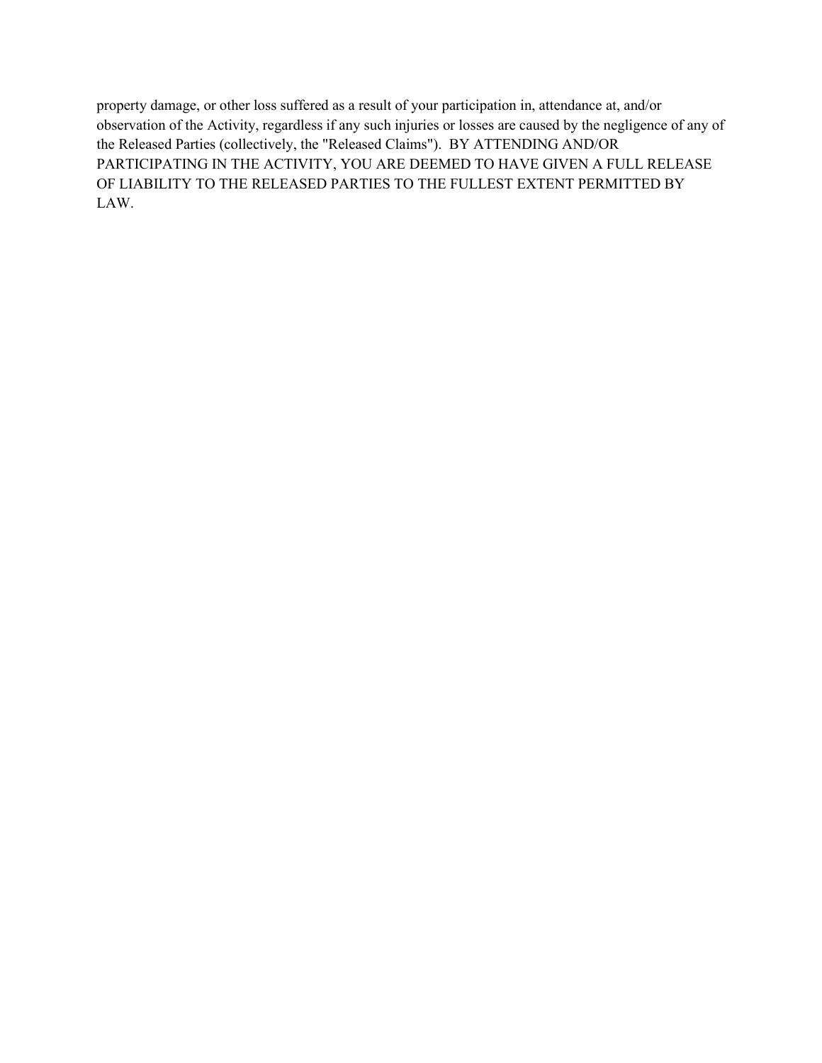property damage, or other loss suffered as a result of your participation in, attendance at, and/or observation of the Activity, regardless if any such injuries or losses are caused by the negligence of any of the Released Parties (collectively, the "Released Claims"). BY ATTENDING AND/OR PARTICIPATING IN THE ACTIVITY, YOU ARE DEEMED TO HAVE GIVEN A FULL RELEASE OF LIABILITY TO THE RELEASED PARTIES TO THE FULLEST EXTENT PERMITTED BY LAW.